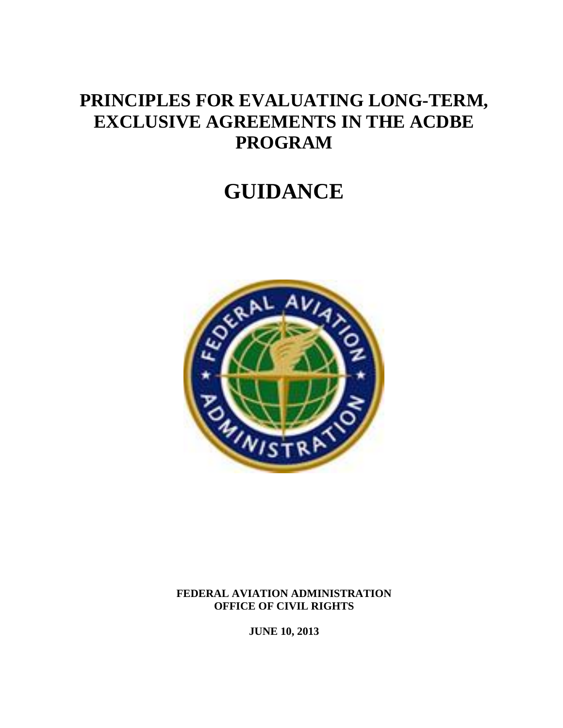# PRINCIPLES FOR EVALUATING LONG-TERM, EXCLUSIVE AGREEMENTS IN THE ACDBE PROGRAM

# GUIDANCE

**FEDERAL AVIATION ADMINISTRATION**
**OFFICE OF CIVIL RIGHTS**

**JUNE 10, 2013**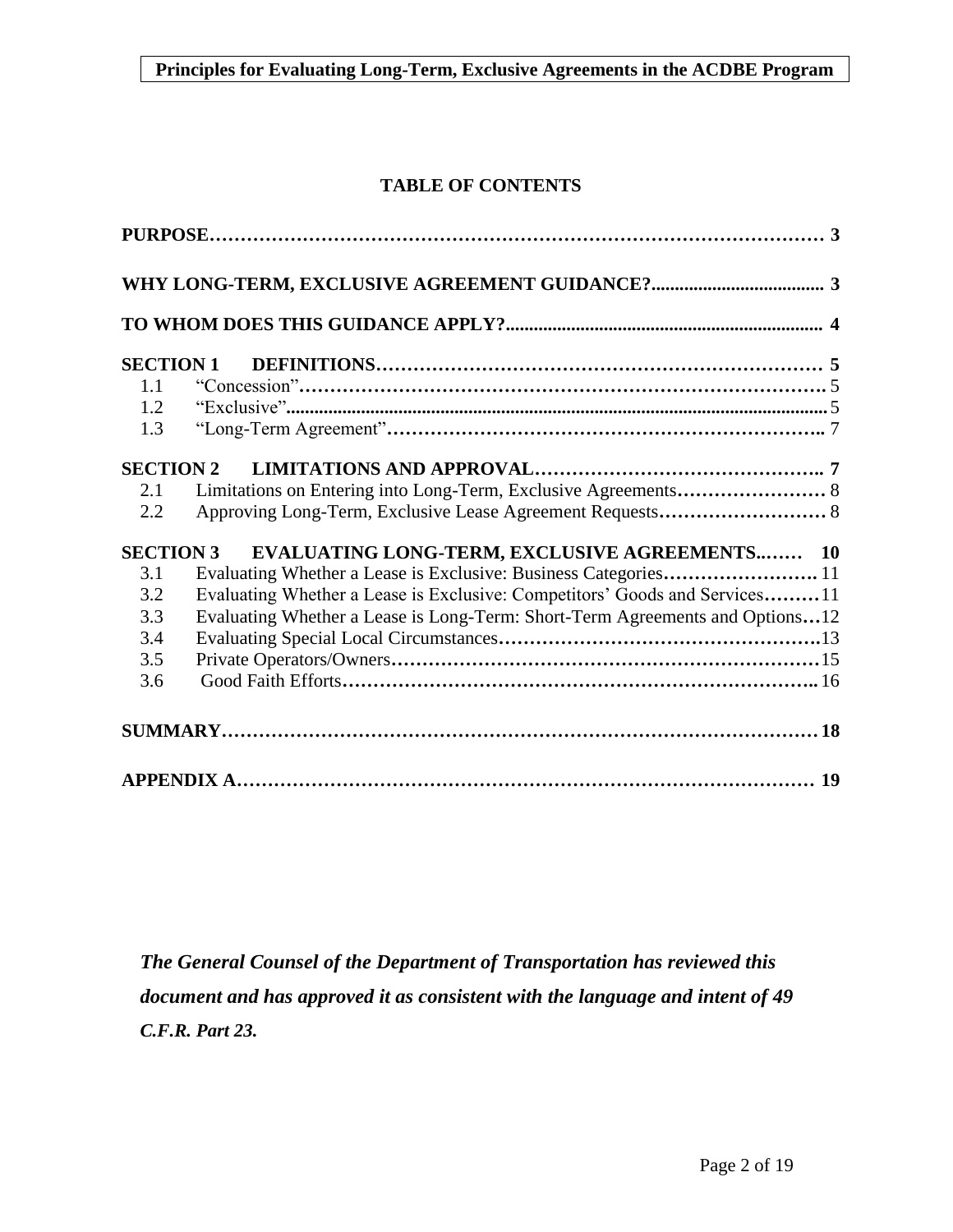**TABLE OF CONTENTS**

| | |
|---|---|
| **PURPOSE** | **3** |
| **WHY LONG-TERM, EXCLUSIVE AGREEMENT GUIDANCE?** | **3** |
| **TO WHOM DOES THIS GUIDANCE APPLY?** | **4** |
| **SECTION 1 DEFINITIONS** | **5** |
| 1.1 "Concession" | 5 |
| 1.2 "Exclusive" | 5 |
| 1.3 "Long-Term Agreement" | 7 |
| **SECTION 2 LIMITATIONS AND APPROVAL** | **7** |
| 2.1 Limitations on Entering into Long-Term, Exclusive Agreements | 8 |
| 2.2 Approving Long-Term, Exclusive Lease Agreement Requests | 8 |
| **SECTION 3 EVALUATING LONG-TERM, EXCLUSIVE AGREEMENTS** | **10** |
| 3.1 Evaluating Whether a Lease is Exclusive: Business Categories | 11 |
| 3.2 Evaluating Whether a Lease is Exclusive: Competitors' Goods and Services | 11 |
| 3.3 Evaluating Whether a Lease is Long-Term: Short-Term Agreements and Options | 12 |
| 3.4 Evaluating Special Local Circumstances | 13 |
| 3.5 Private Operators/Owners | 15 |
| 3.6 Good Faith Efforts | 16 |
| **SUMMARY** | **18** |
| **APPENDIX A** | **19** |

***The General Counsel of the Department of Transportation has reviewed this document and has approved it as consistent with the language and intent of 49 C.F.R. Part 23.***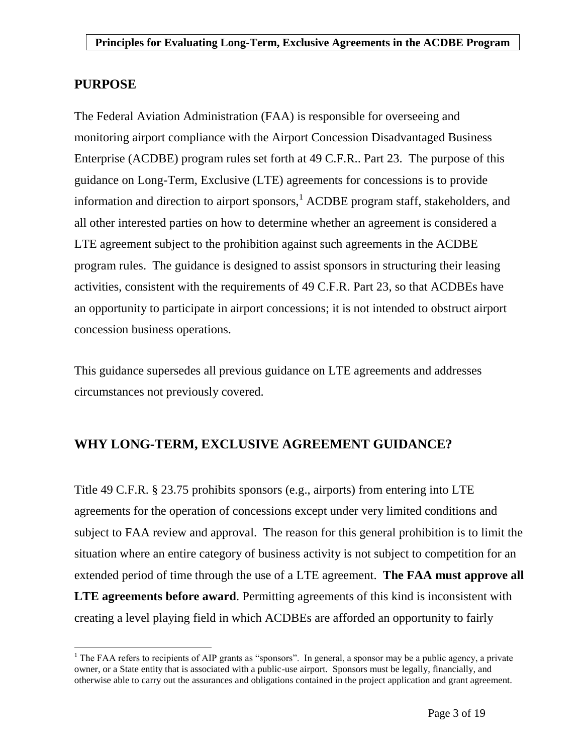**Principles for Evaluating Long-Term, Exclusive Agreements in the ACDBE Program**

## PURPOSE

The Federal Aviation Administration (FAA) is responsible for overseeing and monitoring airport compliance with the Airport Concession Disadvantaged Business Enterprise (ACDBE) program rules set forth at 49 C.F.R.. Part 23. The purpose of this guidance on Long-Term, Exclusive (LTE) agreements for concessions is to provide information and direction to airport sponsors,[1] ACDBE program staff, stakeholders, and all other interested parties on how to determine whether an agreement is considered a LTE agreement subject to the prohibition against such agreements in the ACDBE program rules. The guidance is designed to assist sponsors in structuring their leasing activities, consistent with the requirements of 49 C.F.R. Part 23, so that ACDBEs have an opportunity to participate in airport concessions; it is not intended to obstruct airport concession business operations.

This guidance supersedes all previous guidance on LTE agreements and addresses circumstances not previously covered.

## WHY LONG-TERM, EXCLUSIVE AGREEMENT GUIDANCE?

Title 49 C.F.R. § 23.75 prohibits sponsors (e.g., airports) from entering into LTE agreements for the operation of concessions except under very limited conditions and subject to FAA review and approval. The reason for this general prohibition is to limit the situation where an entire category of business activity is not subject to competition for an extended period of time through the use of a LTE agreement. **The FAA must approve all LTE agreements before award**. Permitting agreements of this kind is inconsistent with creating a level playing field in which ACDBEs are afforded an opportunity to fairly

[1] The FAA refers to recipients of AIP grants as "sponsors". In general, a sponsor may be a public agency, a private owner, or a State entity that is associated with a public-use airport. Sponsors must be legally, financially, and otherwise able to carry out the assurances and obligations contained in the project application and grant agreement.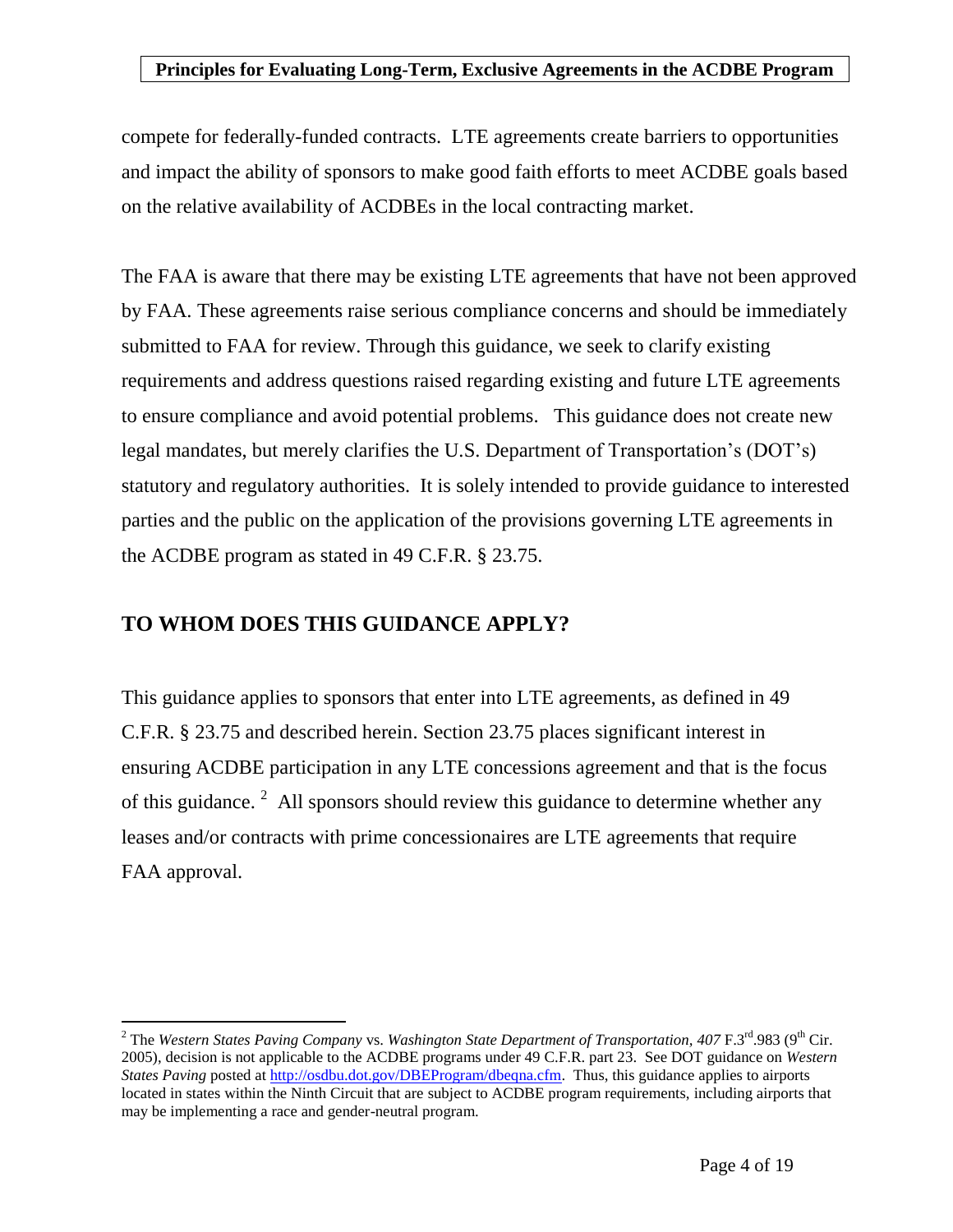compete for federally-funded contracts. LTE agreements create barriers to opportunities and impact the ability of sponsors to make good faith efforts to meet ACDBE goals based on the relative availability of ACDBEs in the local contracting market.

The FAA is aware that there may be existing LTE agreements that have not been approved by FAA. These agreements raise serious compliance concerns and should be immediately submitted to FAA for review. Through this guidance, we seek to clarify existing requirements and address questions raised regarding existing and future LTE agreements to ensure compliance and avoid potential problems. This guidance does not create new legal mandates, but merely clarifies the U.S. Department of Transportation's (DOT's) statutory and regulatory authorities. It is solely intended to provide guidance to interested parties and the public on the application of the provisions governing LTE agreements in the ACDBE program as stated in 49 C.F.R. § 23.75.

## TO WHOM DOES THIS GUIDANCE APPLY?

This guidance applies to sponsors that enter into LTE agreements, as defined in 49 C.F.R. § 23.75 and described herein. Section 23.75 places significant interest in ensuring ACDBE participation in any LTE concessions agreement and that is the focus of this guidance. [2] All sponsors should review this guidance to determine whether any leases and/or contracts with prime concessionaires are LTE agreements that require FAA approval.

---

[2] The *Western States Paving Company* vs. *Washington State Department of Transportation, 407* F.3rd.983 (9th Cir. 2005), decision is not applicable to the ACDBE programs under 49 C.F.R. part 23. See DOT guidance on *Western States Paving* posted at http://osdbu.dot.gov/DBEProgram/dbeqna.cfm. Thus, this guidance applies to airports located in states within the Ninth Circuit that are subject to ACDBE program requirements, including airports that may be implementing a race and gender-neutral program.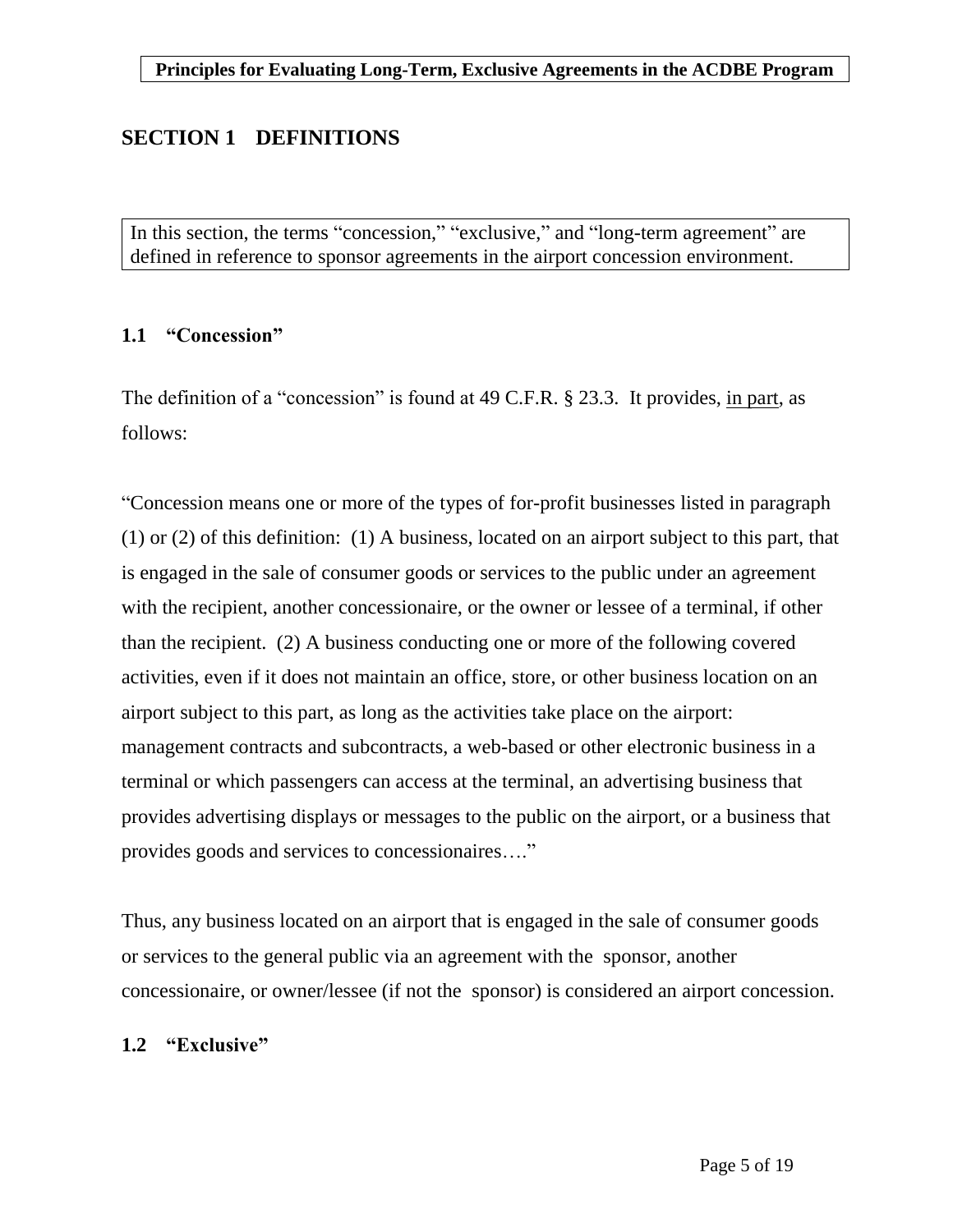# SECTION 1 DEFINITIONS

In this section, the terms "concession," "exclusive," and "long-term agreement" are defined in reference to sponsor agreements in the airport concession environment.

### 1.1 "Concession"

The definition of a "concession" is found at 49 C.F.R. § 23.3. It provides, <u>in part</u>, as follows:

"Concession means one or more of the types of for-profit businesses listed in paragraph (1) or (2) of this definition: (1) A business, located on an airport subject to this part, that is engaged in the sale of consumer goods or services to the public under an agreement with the recipient, another concessionaire, or the owner or lessee of a terminal, if other than the recipient. (2) A business conducting one or more of the following covered activities, even if it does not maintain an office, store, or other business location on an airport subject to this part, as long as the activities take place on the airport: management contracts and subcontracts, a web-based or other electronic business in a terminal or which passengers can access at the terminal, an advertising business that provides advertising displays or messages to the public on the airport, or a business that provides goods and services to concessionaires…."

Thus, any business located on an airport that is engaged in the sale of consumer goods or services to the general public via an agreement with the sponsor, another concessionaire, or owner/lessee (if not the sponsor) is considered an airport concession.

### 1.2 "Exclusive"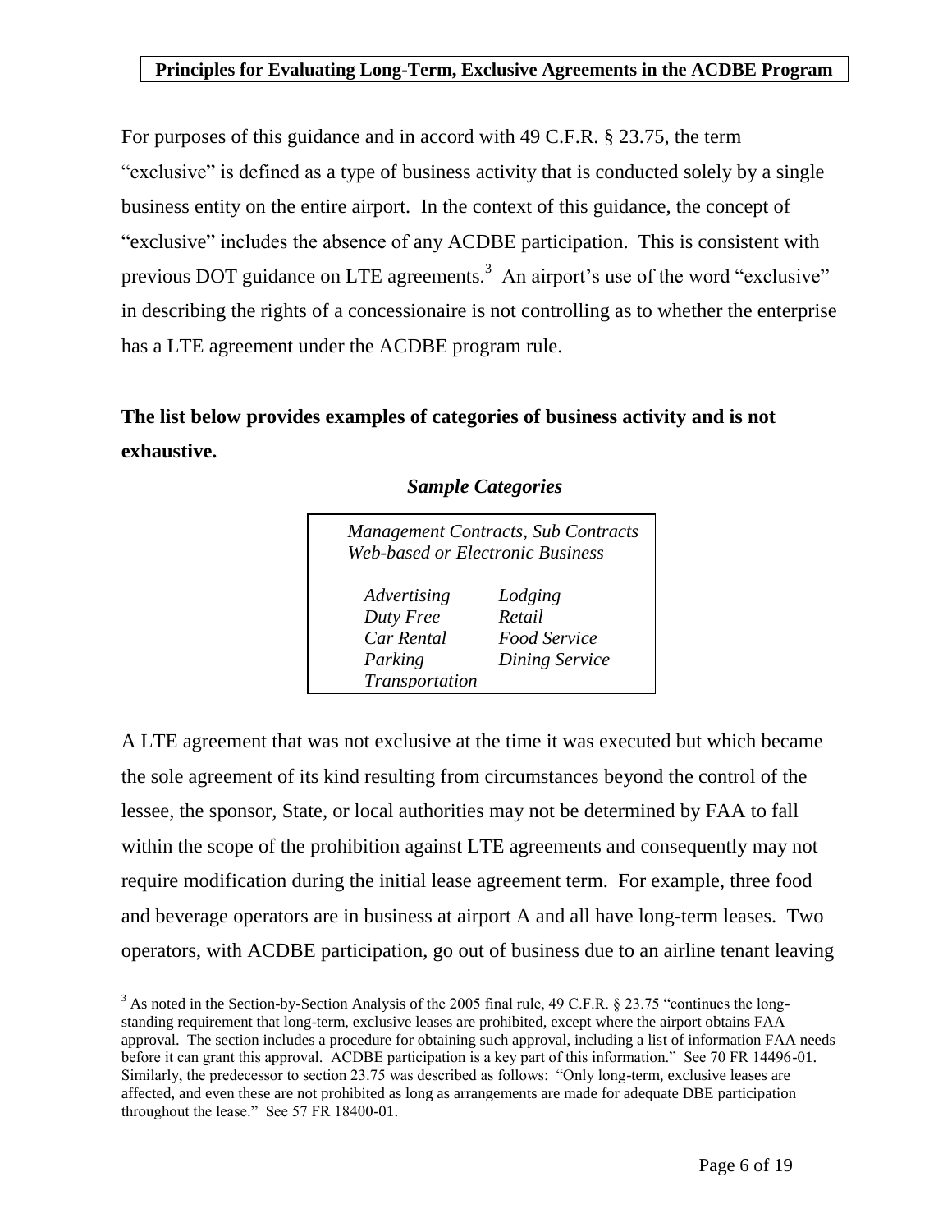For purposes of this guidance and in accord with 49 C.F.R. § 23.75, the term "exclusive" is defined as a type of business activity that is conducted solely by a single business entity on the entire airport. In the context of this guidance, the concept of "exclusive" includes the absence of any ACDBE participation. This is consistent with previous DOT guidance on LTE agreements.[3] An airport's use of the word "exclusive" in describing the rights of a concessionaire is not controlling as to whether the enterprise has a LTE agreement under the ACDBE program rule.

**The list below provides examples of categories of business activity and is not exhaustive.**

***Sample Categories***

*Management Contracts, Sub Contracts*
*Web-based or Electronic Business*

| | |
|---|---|
| *Advertising* | *Lodging* |
| *Duty Free* | *Retail* |
| *Car Rental* | *Food Service* |
| *Parking* | *Dining Service* |
| *Transportation* | |

A LTE agreement that was not exclusive at the time it was executed but which became the sole agreement of its kind resulting from circumstances beyond the control of the lessee, the sponsor, State, or local authorities may not be determined by FAA to fall within the scope of the prohibition against LTE agreements and consequently may not require modification during the initial lease agreement term. For example, three food and beverage operators are in business at airport A and all have long-term leases. Two operators, with ACDBE participation, go out of business due to an airline tenant leaving

[3] As noted in the Section-by-Section Analysis of the 2005 final rule, 49 C.F.R. § 23.75 "continues the long-standing requirement that long-term, exclusive leases are prohibited, except where the airport obtains FAA approval. The section includes a procedure for obtaining such approval, including a list of information FAA needs before it can grant this approval. ACDBE participation is a key part of this information." See 70 FR 14496-01. Similarly, the predecessor to section 23.75 was described as follows: "Only long-term, exclusive leases are affected, and even these are not prohibited as long as arrangements are made for adequate DBE participation throughout the lease." See 57 FR 18400-01.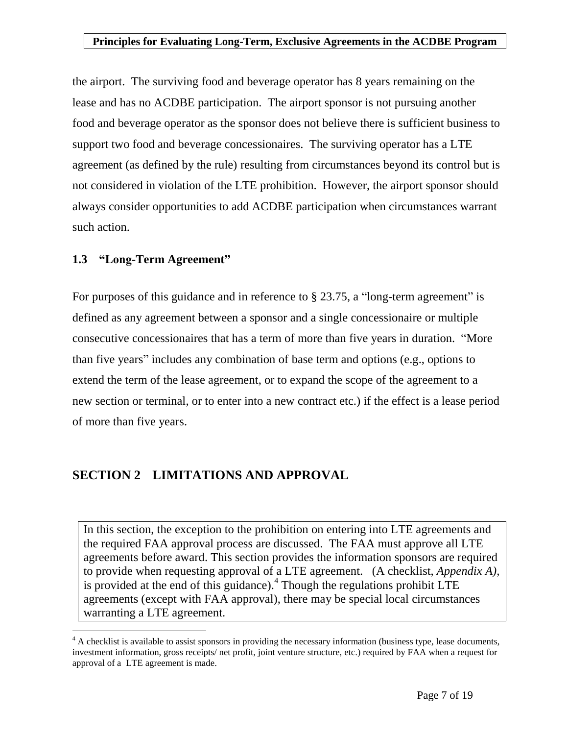the airport. The surviving food and beverage operator has 8 years remaining on the lease and has no ACDBE participation. The airport sponsor is not pursuing another food and beverage operator as the sponsor does not believe there is sufficient business to support two food and beverage concessionaires. The surviving operator has a LTE agreement (as defined by the rule) resulting from circumstances beyond its control but is not considered in violation of the LTE prohibition. However, the airport sponsor should always consider opportunities to add ACDBE participation when circumstances warrant such action.

### 1.3 "Long-Term Agreement"

For purposes of this guidance and in reference to § 23.75, a "long-term agreement" is defined as any agreement between a sponsor and a single concessionaire or multiple consecutive concessionaires that has a term of more than five years in duration. "More than five years" includes any combination of base term and options (e.g., options to extend the term of the lease agreement, or to expand the scope of the agreement to a new section or terminal, or to enter into a new contract etc.) if the effect is a lease period of more than five years.

## SECTION 2 LIMITATIONS AND APPROVAL

In this section, the exception to the prohibition on entering into LTE agreements and the required FAA approval process are discussed. The FAA must approve all LTE agreements before award. This section provides the information sponsors are required to provide when requesting approval of a LTE agreement. (A checklist, *Appendix A),* is provided at the end of this guidance).[4] Though the regulations prohibit LTE agreements (except with FAA approval), there may be special local circumstances warranting a LTE agreement.

[4] A checklist is available to assist sponsors in providing the necessary information (business type, lease documents, investment information, gross receipts/ net profit, joint venture structure, etc.) required by FAA when a request for approval of a LTE agreement is made.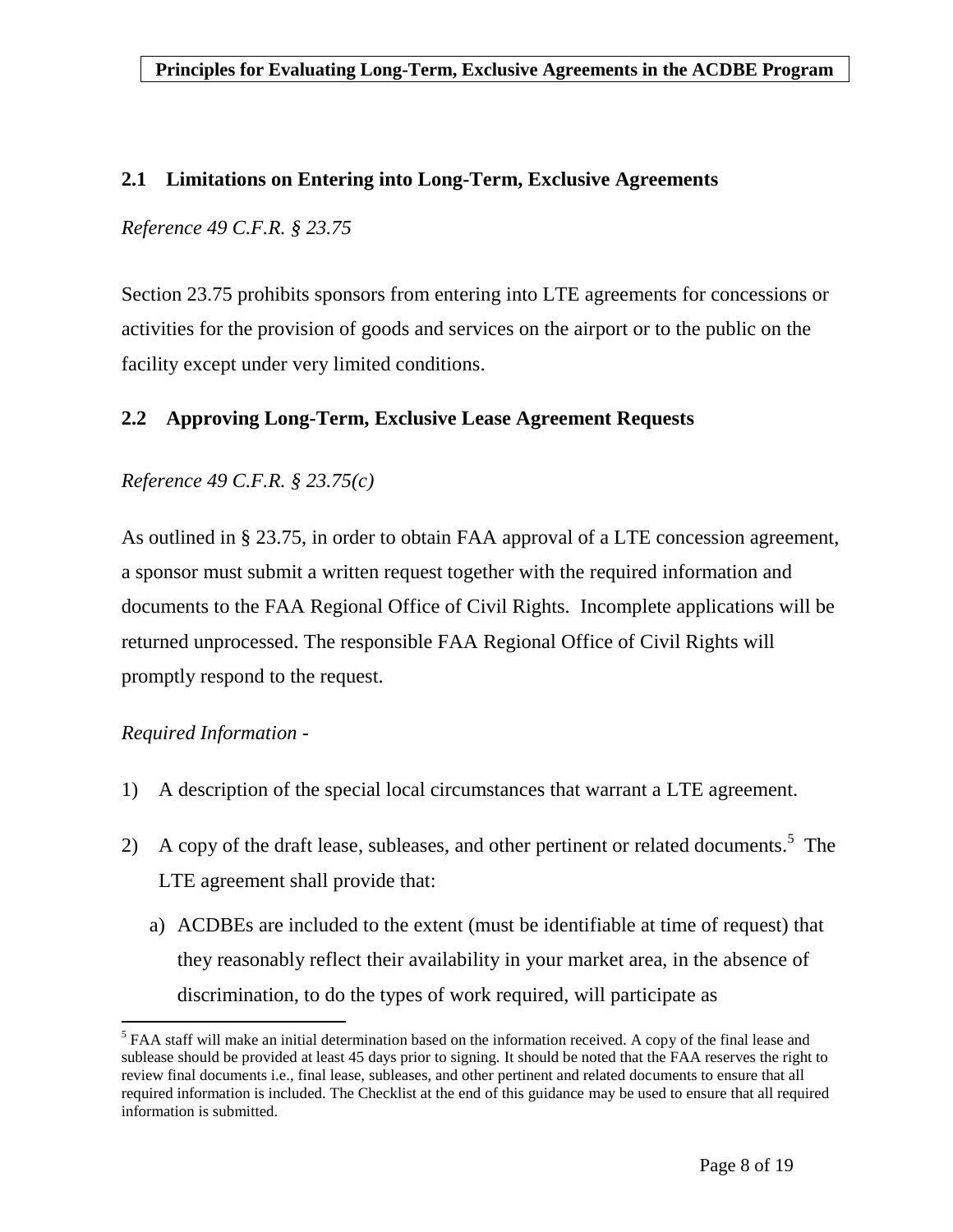## 2.1 Limitations on Entering into Long-Term, Exclusive Agreements

*Reference 49 C.F.R. § 23.75*

Section 23.75 prohibits sponsors from entering into LTE agreements for concessions or activities for the provision of goods and services on the airport or to the public on the facility except under very limited conditions.

## 2.2 Approving Long-Term, Exclusive Lease Agreement Requests

*Reference 49 C.F.R. § 23.75(c)*

As outlined in § 23.75, in order to obtain FAA approval of a LTE concession agreement, a sponsor must submit a written request together with the required information and documents to the FAA Regional Office of Civil Rights. Incomplete applications will be returned unprocessed. The responsible FAA Regional Office of Civil Rights will promptly respond to the request.

*Required Information -*

1) A description of the special local circumstances that warrant a LTE agreement.

2) A copy of the draft lease, subleases, and other pertinent or related documents.[5] The LTE agreement shall provide that:

   a) ACDBEs are included to the extent (must be identifiable at time of request) that they reasonably reflect their availability in your market area, in the absence of discrimination, to do the types of work required, will participate as

[5] FAA staff will make an initial determination based on the information received. A copy of the final lease and sublease should be provided at least 45 days prior to signing. It should be noted that the FAA reserves the right to review final documents i.e., final lease, subleases, and other pertinent and related documents to ensure that all required information is included. The Checklist at the end of this guidance may be used to ensure that all required information is submitted.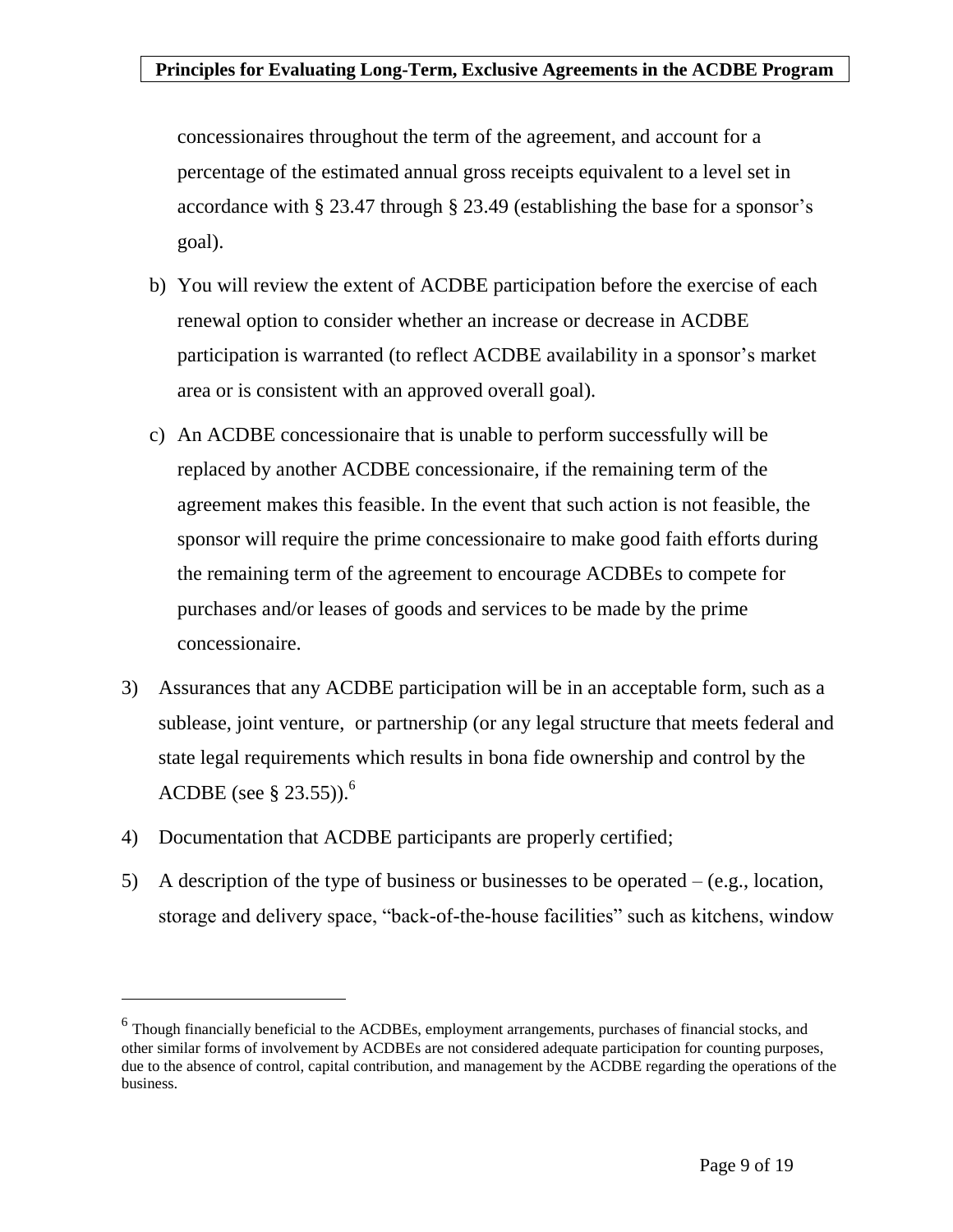concessionaires throughout the term of the agreement, and account for a percentage of the estimated annual gross receipts equivalent to a level set in accordance with § 23.47 through § 23.49 (establishing the base for a sponsor's goal).

b) You will review the extent of ACDBE participation before the exercise of each renewal option to consider whether an increase or decrease in ACDBE participation is warranted (to reflect ACDBE availability in a sponsor's market area or is consistent with an approved overall goal).

c) An ACDBE concessionaire that is unable to perform successfully will be replaced by another ACDBE concessionaire, if the remaining term of the agreement makes this feasible. In the event that such action is not feasible, the sponsor will require the prime concessionaire to make good faith efforts during the remaining term of the agreement to encourage ACDBEs to compete for purchases and/or leases of goods and services to be made by the prime concessionaire.

3) Assurances that any ACDBE participation will be in an acceptable form, such as a sublease, joint venture, or partnership (or any legal structure that meets federal and state legal requirements which results in bona fide ownership and control by the ACDBE (see § 23.55)).[6]

4) Documentation that ACDBE participants are properly certified;

5) A description of the type of business or businesses to be operated – (e.g., location, storage and delivery space, "back-of-the-house facilities" such as kitchens, window

[6] Though financially beneficial to the ACDBEs, employment arrangements, purchases of financial stocks, and other similar forms of involvement by ACDBEs are not considered adequate participation for counting purposes, due to the absence of control, capital contribution, and management by the ACDBE regarding the operations of the business.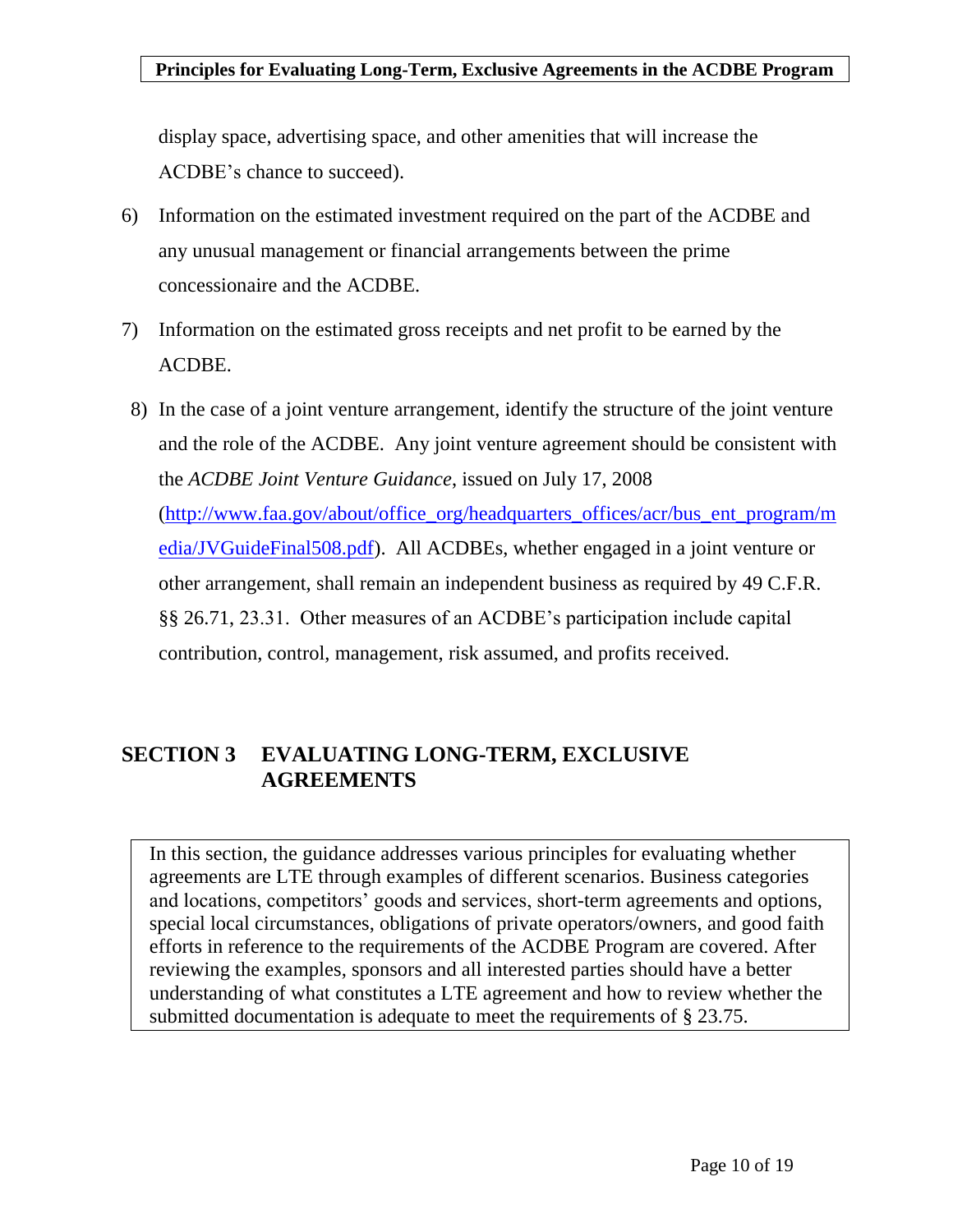display space, advertising space, and other amenities that will increase the ACDBE's chance to succeed).

6) Information on the estimated investment required on the part of the ACDBE and any unusual management or financial arrangements between the prime concessionaire and the ACDBE.

7) Information on the estimated gross receipts and net profit to be earned by the ACDBE.

8) In the case of a joint venture arrangement, identify the structure of the joint venture and the role of the ACDBE. Any joint venture agreement should be consistent with the *ACDBE Joint Venture Guidance*, issued on July 17, 2008 (http://www.faa.gov/about/office_org/headquarters_offices/acr/bus_ent_program/media/JVGuideFinal508.pdf). All ACDBEs, whether engaged in a joint venture or other arrangement, shall remain an independent business as required by 49 C.F.R. §§ 26.71, 23.31. Other measures of an ACDBE's participation include capital contribution, control, management, risk assumed, and profits received.

## SECTION 3 EVALUATING LONG-TERM, EXCLUSIVE AGREEMENTS

In this section, the guidance addresses various principles for evaluating whether agreements are LTE through examples of different scenarios. Business categories and locations, competitors' goods and services, short-term agreements and options, special local circumstances, obligations of private operators/owners, and good faith efforts in reference to the requirements of the ACDBE Program are covered. After reviewing the examples, sponsors and all interested parties should have a better understanding of what constitutes a LTE agreement and how to review whether the submitted documentation is adequate to meet the requirements of § 23.75.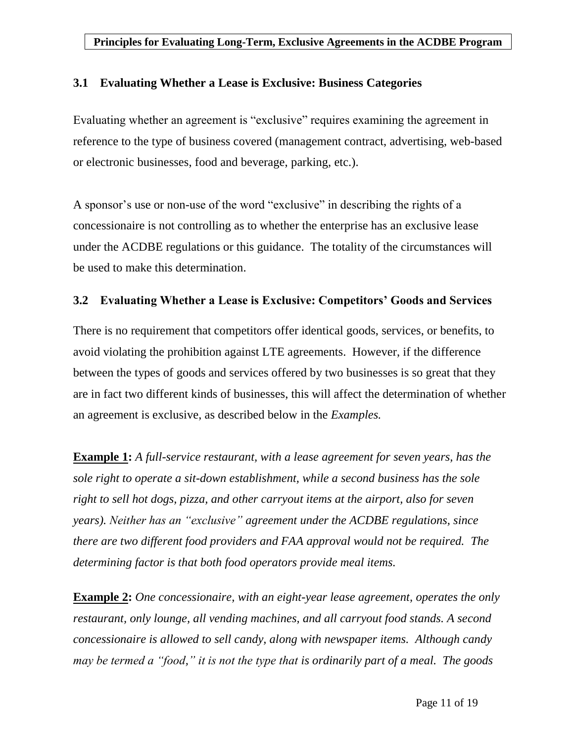### 3.1 Evaluating Whether a Lease is Exclusive: Business Categories

Evaluating whether an agreement is "exclusive" requires examining the agreement in reference to the type of business covered (management contract, advertising, web-based or electronic businesses, food and beverage, parking, etc.).

A sponsor's use or non-use of the word "exclusive" in describing the rights of a concessionaire is not controlling as to whether the enterprise has an exclusive lease under the ACDBE regulations or this guidance. The totality of the circumstances will be used to make this determination.

### 3.2 Evaluating Whether a Lease is Exclusive: Competitors' Goods and Services

There is no requirement that competitors offer identical goods, services, or benefits, to avoid violating the prohibition against LTE agreements. However, if the difference between the types of goods and services offered by two businesses is so great that they are in fact two different kinds of businesses, this will affect the determination of whether an agreement is exclusive, as described below in the *Examples.*

**Example 1:** *A full-service restaurant, with a lease agreement for seven years, has the sole right to operate a sit-down establishment, while a second business has the sole right to sell hot dogs, pizza, and other carryout items at the airport, also for seven years). Neither has an "exclusive" agreement under the ACDBE regulations, since there are two different food providers and FAA approval would not be required. The determining factor is that both food operators provide meal items.*

**Example 2:** *One concessionaire, with an eight-year lease agreement, operates the only restaurant, only lounge, all vending machines, and all carryout food stands. A second concessionaire is allowed to sell candy, along with newspaper items. Although candy may be termed a "food," it is not the type that is ordinarily part of a meal. The goods*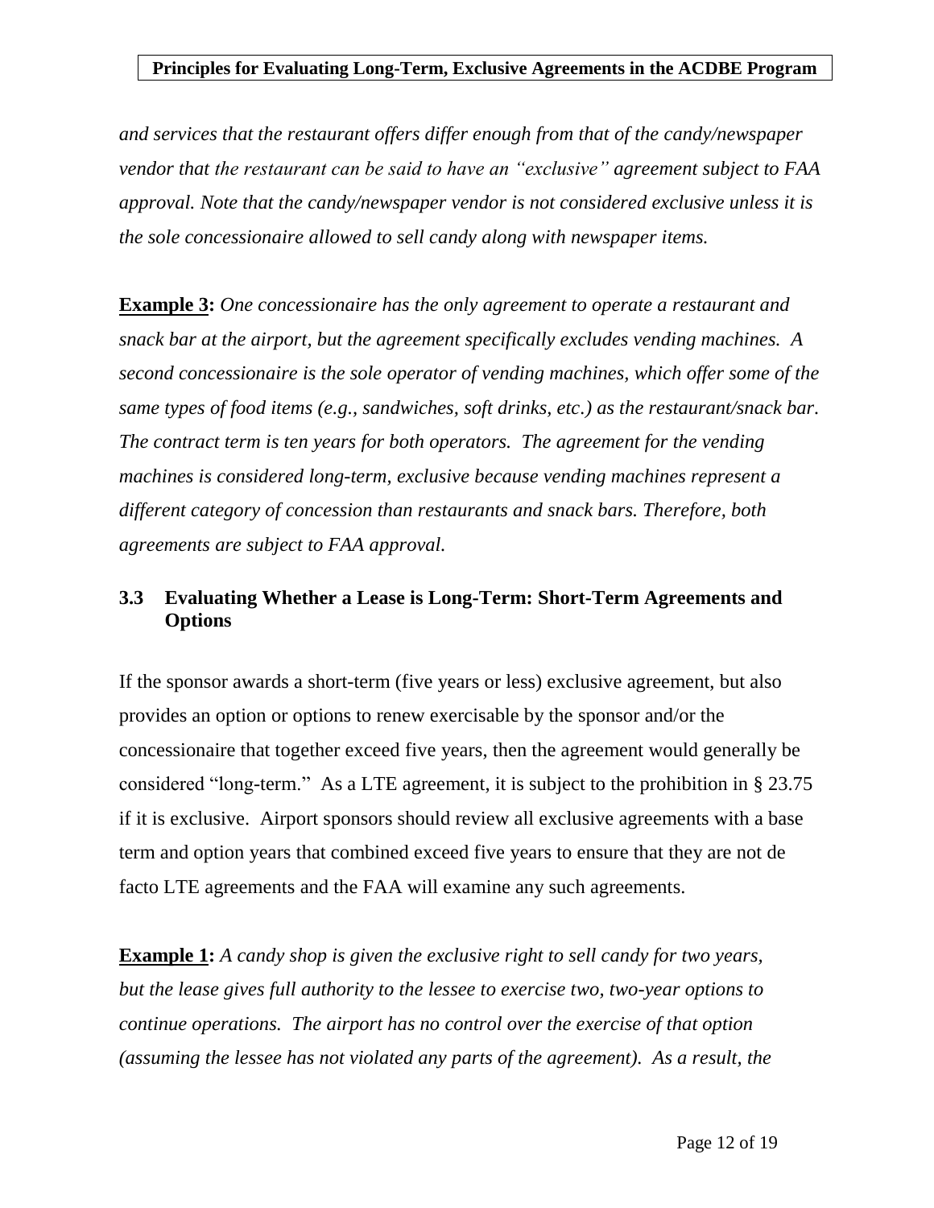*and services that the restaurant offers differ enough from that of the candy/newspaper vendor that the restaurant can be said to have an "exclusive" agreement subject to FAA approval. Note that the candy/newspaper vendor is not considered exclusive unless it is the sole concessionaire allowed to sell candy along with newspaper items.*

**Example 3:** *One concessionaire has the only agreement to operate a restaurant and snack bar at the airport, but the agreement specifically excludes vending machines. A second concessionaire is the sole operator of vending machines, which offer some of the same types of food items (e.g., sandwiches, soft drinks, etc.) as the restaurant/snack bar. The contract term is ten years for both operators. The agreement for the vending machines is considered long-term, exclusive because vending machines represent a different category of concession than restaurants and snack bars. Therefore, both agreements are subject to FAA approval.*

### 3.3 Evaluating Whether a Lease is Long-Term: Short-Term Agreements and Options

If the sponsor awards a short-term (five years or less) exclusive agreement, but also provides an option or options to renew exercisable by the sponsor and/or the concessionaire that together exceed five years, then the agreement would generally be considered "long-term." As a LTE agreement, it is subject to the prohibition in § 23.75 if it is exclusive. Airport sponsors should review all exclusive agreements with a base term and option years that combined exceed five years to ensure that they are not de facto LTE agreements and the FAA will examine any such agreements.

**Example 1:** *A candy shop is given the exclusive right to sell candy for two years, but the lease gives full authority to the lessee to exercise two, two-year options to continue operations. The airport has no control over the exercise of that option (assuming the lessee has not violated any parts of the agreement). As a result, the*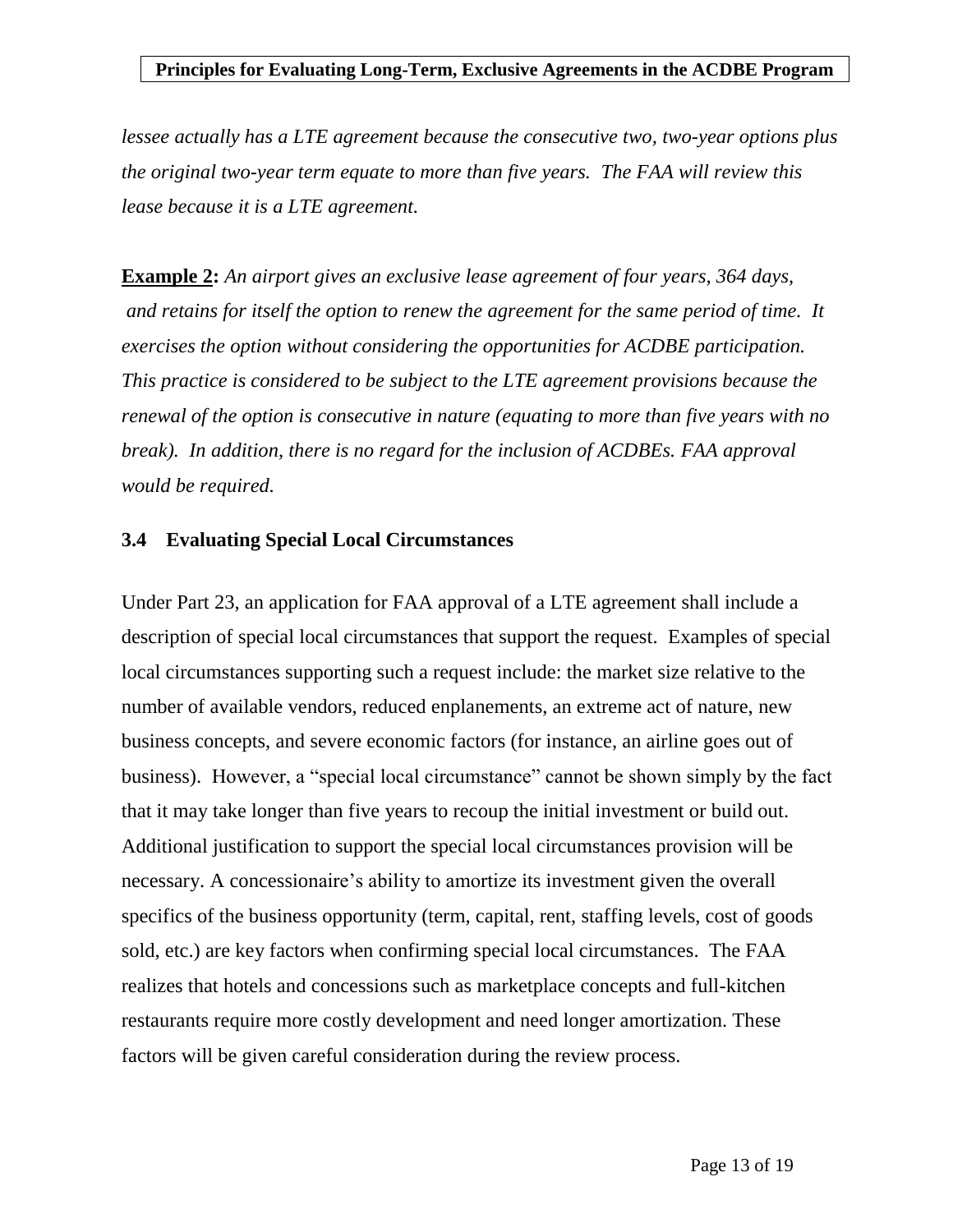*lessee actually has a LTE agreement because the consecutive two, two-year options plus the original two-year term equate to more than five years. The FAA will review this lease because it is a LTE agreement.*

**Example 2:** *An airport gives an exclusive lease agreement of four years, 364 days, and retains for itself the option to renew the agreement for the same period of time. It exercises the option without considering the opportunities for ACDBE participation. This practice is considered to be subject to the LTE agreement provisions because the renewal of the option is consecutive in nature (equating to more than five years with no break). In addition, there is no regard for the inclusion of ACDBEs. FAA approval would be required.*

### 3.4 Evaluating Special Local Circumstances

Under Part 23, an application for FAA approval of a LTE agreement shall include a description of special local circumstances that support the request. Examples of special local circumstances supporting such a request include: the market size relative to the number of available vendors, reduced enplanements, an extreme act of nature, new business concepts, and severe economic factors (for instance, an airline goes out of business). However, a "special local circumstance" cannot be shown simply by the fact that it may take longer than five years to recoup the initial investment or build out. Additional justification to support the special local circumstances provision will be necessary. A concessionaire's ability to amortize its investment given the overall specifics of the business opportunity (term, capital, rent, staffing levels, cost of goods sold, etc.) are key factors when confirming special local circumstances. The FAA realizes that hotels and concessions such as marketplace concepts and full-kitchen restaurants require more costly development and need longer amortization. These factors will be given careful consideration during the review process.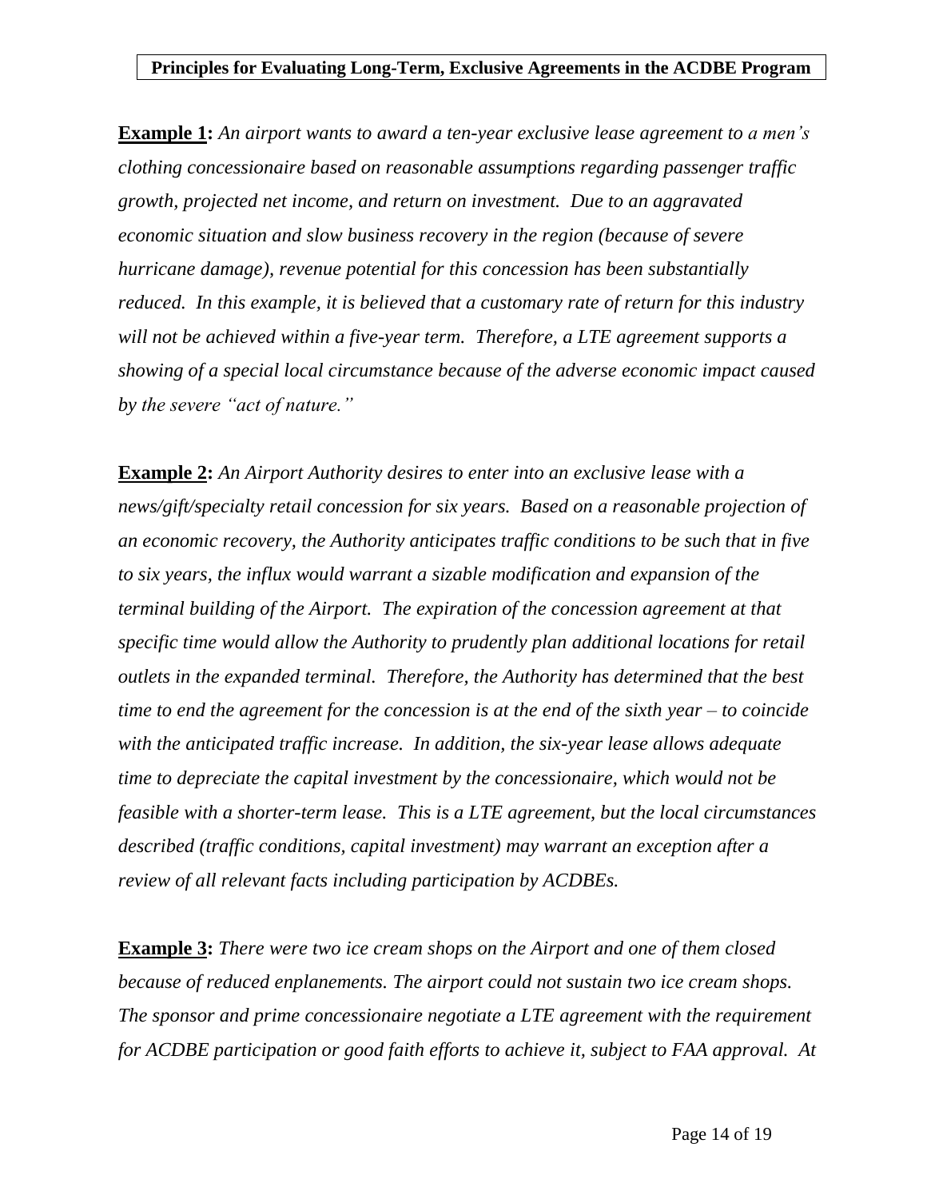**<u>Example 1</u>:** *An airport wants to award a ten-year exclusive lease agreement to a men's clothing concessionaire based on reasonable assumptions regarding passenger traffic growth, projected net income, and return on investment. Due to an aggravated economic situation and slow business recovery in the region (because of severe hurricane damage), revenue potential for this concession has been substantially reduced. In this example, it is believed that a customary rate of return for this industry will not be achieved within a five-year term. Therefore, a LTE agreement supports a showing of a special local circumstance because of the adverse economic impact caused by the severe "act of nature."*

**<u>Example 2</u>:** *An Airport Authority desires to enter into an exclusive lease with a news/gift/specialty retail concession for six years. Based on a reasonable projection of an economic recovery, the Authority anticipates traffic conditions to be such that in five to six years, the influx would warrant a sizable modification and expansion of the terminal building of the Airport. The expiration of the concession agreement at that specific time would allow the Authority to prudently plan additional locations for retail outlets in the expanded terminal. Therefore, the Authority has determined that the best time to end the agreement for the concession is at the end of the sixth year – to coincide with the anticipated traffic increase. In addition, the six-year lease allows adequate time to depreciate the capital investment by the concessionaire, which would not be feasible with a shorter-term lease. This is a LTE agreement, but the local circumstances described (traffic conditions, capital investment) may warrant an exception after a review of all relevant facts including participation by ACDBEs.*

**<u>Example 3</u>:** *There were two ice cream shops on the Airport and one of them closed because of reduced enplanements. The airport could not sustain two ice cream shops. The sponsor and prime concessionaire negotiate a LTE agreement with the requirement for ACDBE participation or good faith efforts to achieve it, subject to FAA approval. At*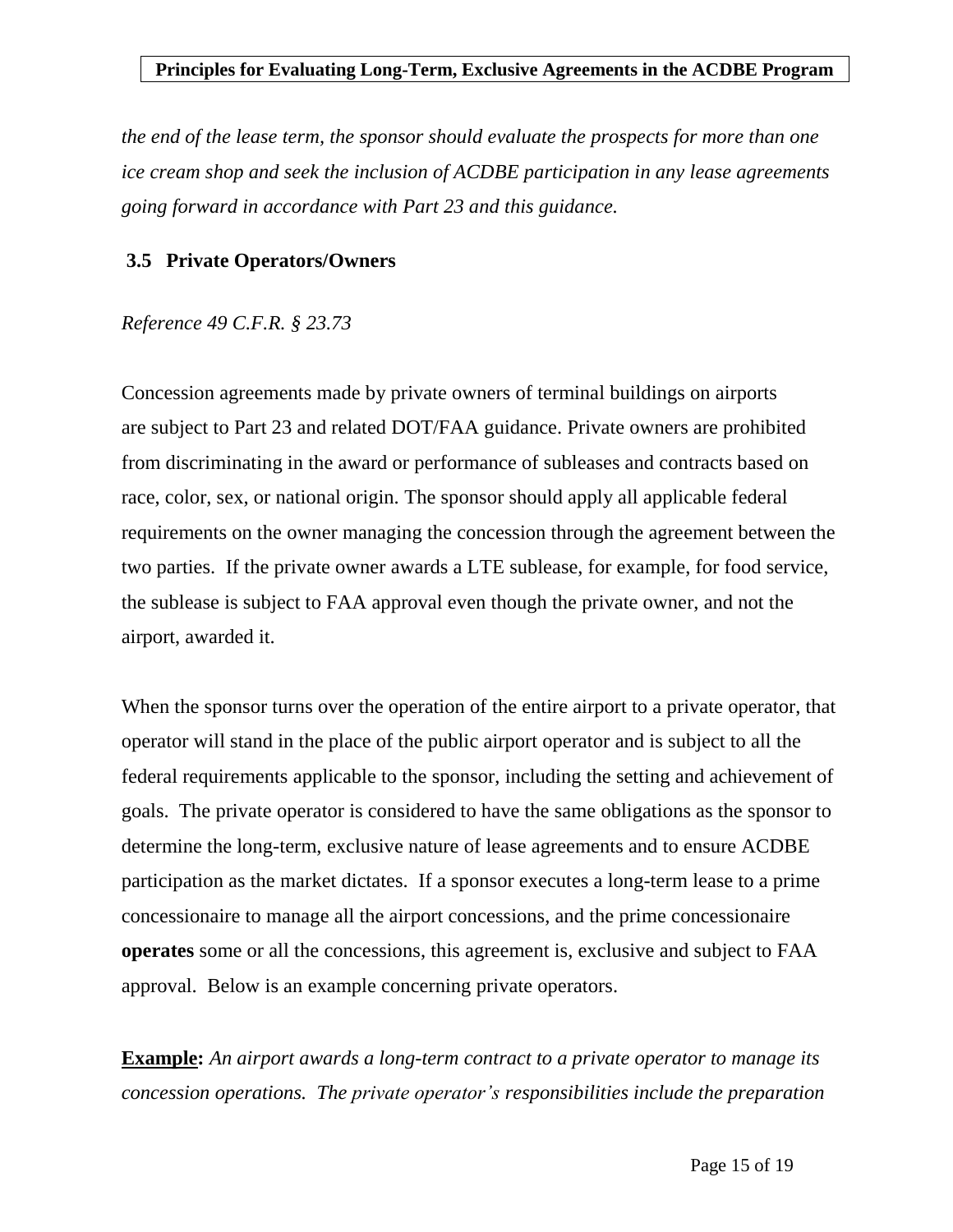*the end of the lease term, the sponsor should evaluate the prospects for more than one ice cream shop and seek the inclusion of ACDBE participation in any lease agreements going forward in accordance with Part 23 and this guidance.*

### 3.5 Private Operators/Owners

*Reference 49 C.F.R. § 23.73*

Concession agreements made by private owners of terminal buildings on airports are subject to Part 23 and related DOT/FAA guidance. Private owners are prohibited from discriminating in the award or performance of subleases and contracts based on race, color, sex, or national origin. The sponsor should apply all applicable federal requirements on the owner managing the concession through the agreement between the two parties. If the private owner awards a LTE sublease, for example, for food service, the sublease is subject to FAA approval even though the private owner, and not the airport, awarded it.

When the sponsor turns over the operation of the entire airport to a private operator, that operator will stand in the place of the public airport operator and is subject to all the federal requirements applicable to the sponsor, including the setting and achievement of goals. The private operator is considered to have the same obligations as the sponsor to determine the long-term, exclusive nature of lease agreements and to ensure ACDBE participation as the market dictates. If a sponsor executes a long-term lease to a prime concessionaire to manage all the airport concessions, and the prime concessionaire **operates** some or all the concessions, this agreement is, exclusive and subject to FAA approval. Below is an example concerning private operators.

**Example:** *An airport awards a long-term contract to a private operator to manage its concession operations. The private operator's responsibilities include the preparation*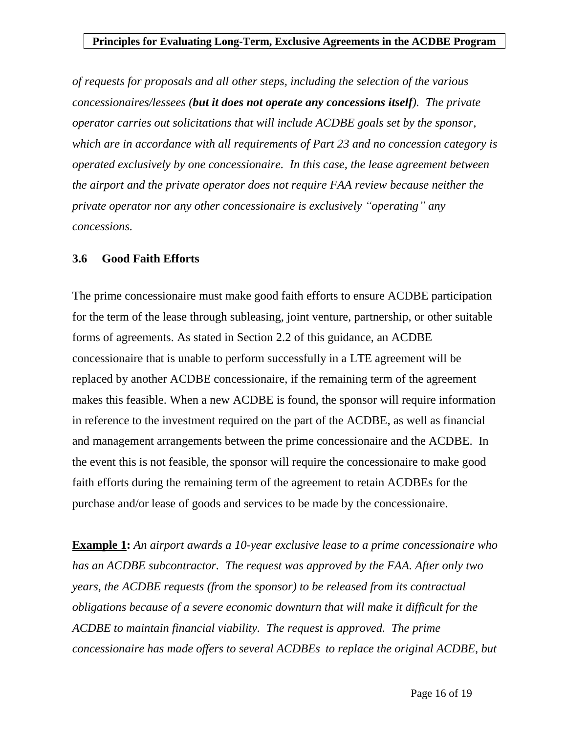*of requests for proposals and all other steps, including the selection of the various concessionaires/lessees (**but it does not operate any concessions itself**). The private operator carries out solicitations that will include ACDBE goals set by the sponsor, which are in accordance with all requirements of Part 23 and no concession category is operated exclusively by one concessionaire. In this case, the lease agreement between the airport and the private operator does not require FAA review because neither the private operator nor any other concessionaire is exclusively "operating" any concessions.*

### 3.6 Good Faith Efforts

The prime concessionaire must make good faith efforts to ensure ACDBE participation for the term of the lease through subleasing, joint venture, partnership, or other suitable forms of agreements. As stated in Section 2.2 of this guidance, an ACDBE concessionaire that is unable to perform successfully in a LTE agreement will be replaced by another ACDBE concessionaire, if the remaining term of the agreement makes this feasible. When a new ACDBE is found, the sponsor will require information in reference to the investment required on the part of the ACDBE, as well as financial and management arrangements between the prime concessionaire and the ACDBE. In the event this is not feasible, the sponsor will require the concessionaire to make good faith efforts during the remaining term of the agreement to retain ACDBEs for the purchase and/or lease of goods and services to be made by the concessionaire.

**Example 1:** *An airport awards a 10-year exclusive lease to a prime concessionaire who has an ACDBE subcontractor. The request was approved by the FAA. After only two years, the ACDBE requests (from the sponsor) to be released from its contractual obligations because of a severe economic downturn that will make it difficult for the ACDBE to maintain financial viability. The request is approved. The prime concessionaire has made offers to several ACDBEs to replace the original ACDBE, but*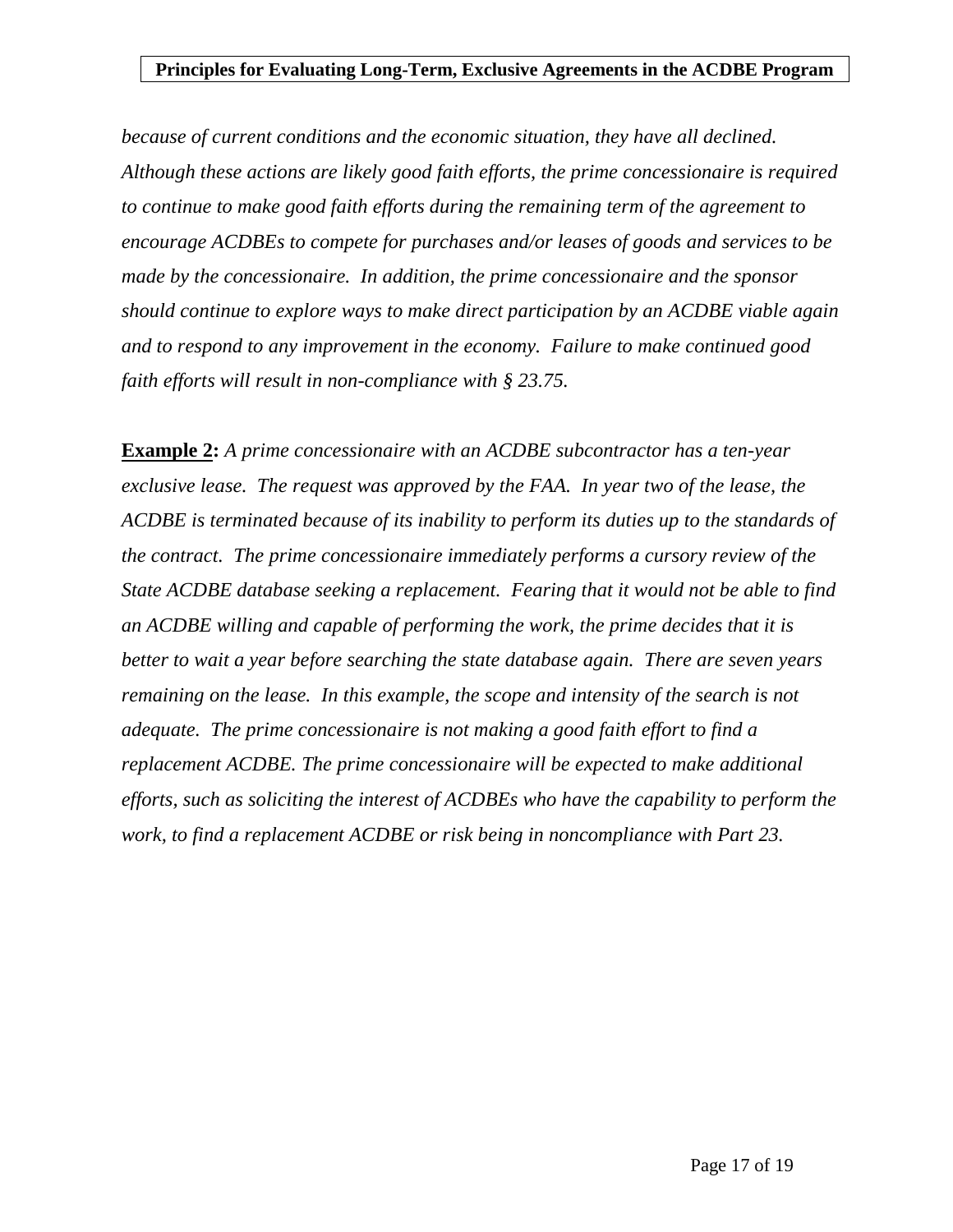*because of current conditions and the economic situation, they have all declined. Although these actions are likely good faith efforts, the prime concessionaire is required to continue to make good faith efforts during the remaining term of the agreement to encourage ACDBEs to compete for purchases and/or leases of goods and services to be made by the concessionaire. In addition, the prime concessionaire and the sponsor should continue to explore ways to make direct participation by an ACDBE viable again and to respond to any improvement in the economy. Failure to make continued good faith efforts will result in non-compliance with § 23.75.*

**<u>Example 2</u>:** *A prime concessionaire with an ACDBE subcontractor has a ten-year exclusive lease. The request was approved by the FAA. In year two of the lease, the ACDBE is terminated because of its inability to perform its duties up to the standards of the contract. The prime concessionaire immediately performs a cursory review of the State ACDBE database seeking a replacement. Fearing that it would not be able to find an ACDBE willing and capable of performing the work, the prime decides that it is better to wait a year before searching the state database again. There are seven years remaining on the lease. In this example, the scope and intensity of the search is not adequate. The prime concessionaire is not making a good faith effort to find a replacement ACDBE. The prime concessionaire will be expected to make additional efforts, such as soliciting the interest of ACDBEs who have the capability to perform the work, to find a replacement ACDBE or risk being in noncompliance with Part 23.*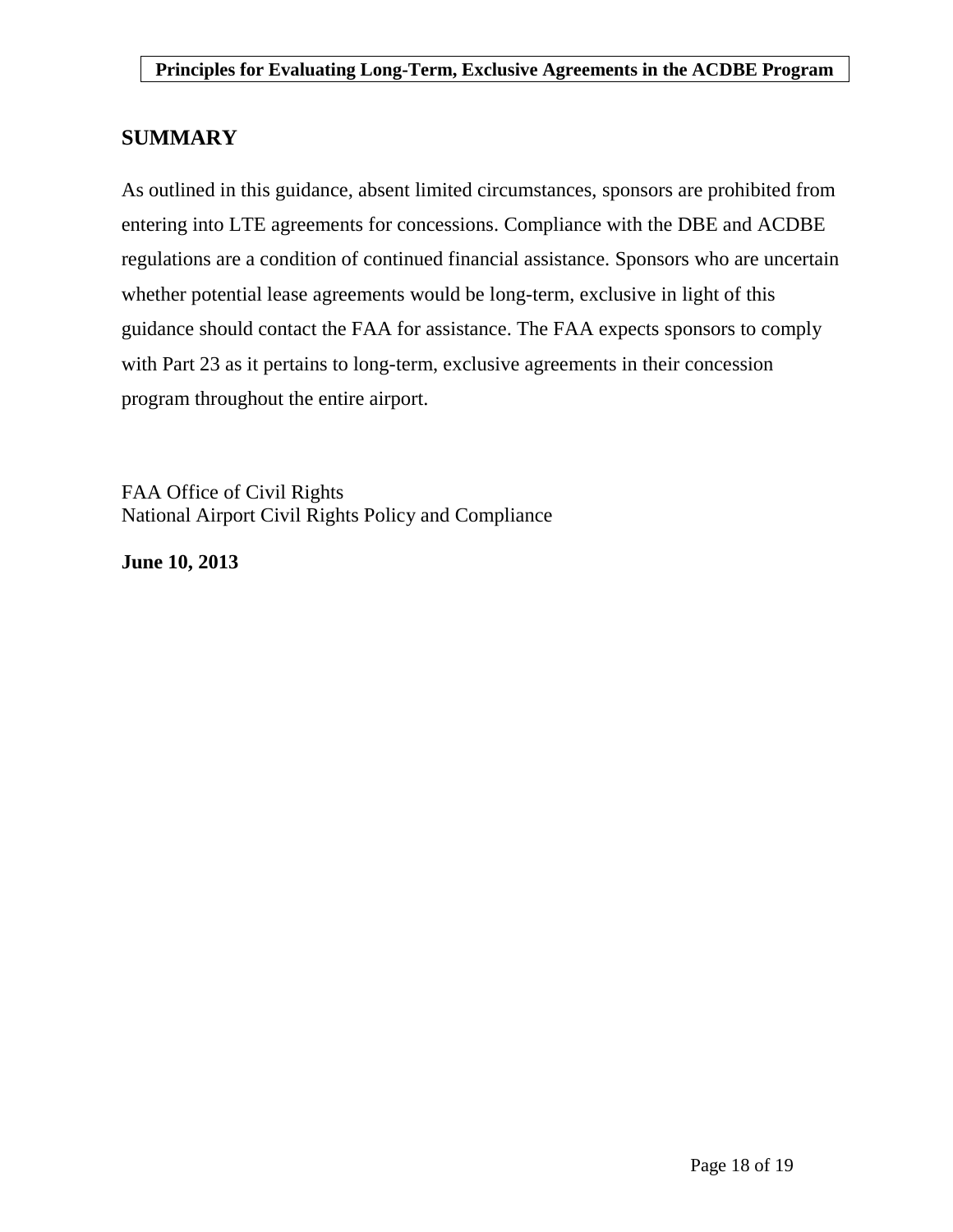## SUMMARY

As outlined in this guidance, absent limited circumstances, sponsors are prohibited from entering into LTE agreements for concessions. Compliance with the DBE and ACDBE regulations are a condition of continued financial assistance. Sponsors who are uncertain whether potential lease agreements would be long-term, exclusive in light of this guidance should contact the FAA for assistance. The FAA expects sponsors to comply with Part 23 as it pertains to long-term, exclusive agreements in their concession program throughout the entire airport.

FAA Office of Civil Rights
National Airport Civil Rights Policy and Compliance

**June 10, 2013**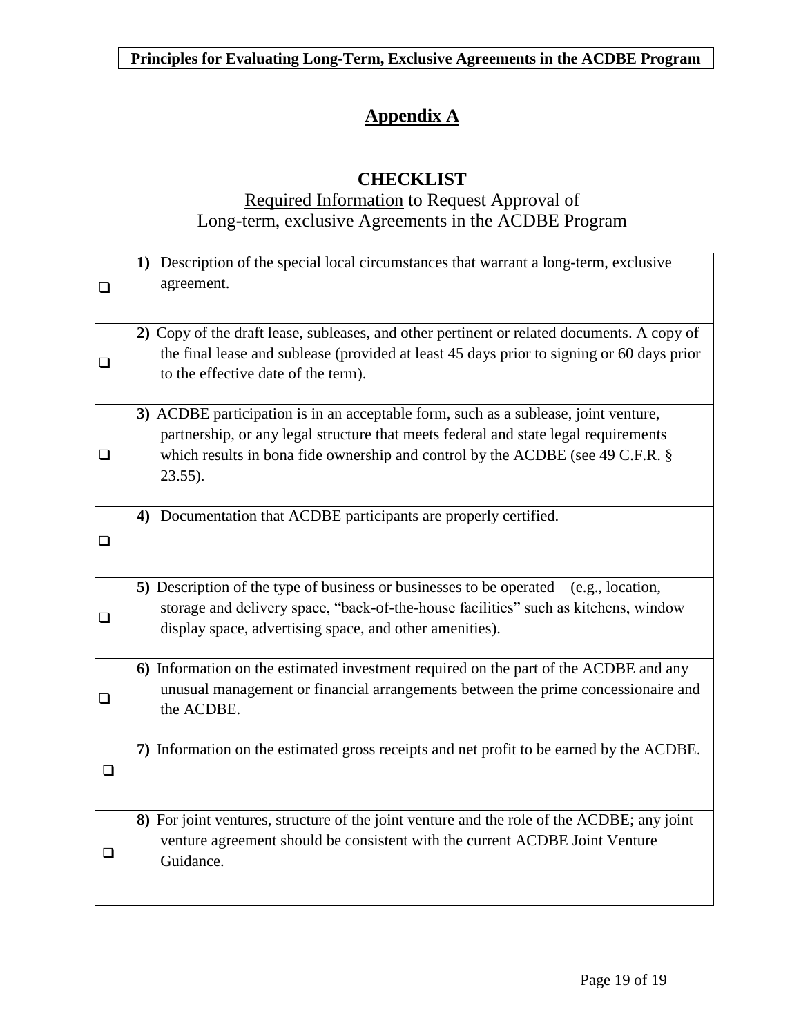# Appendix A

## CHECKLIST

Required Information to Request Approval of
Long-term, exclusive Agreements in the ACDBE Program

| | |
|---|---|
| ❑ | **1)** Description of the special local circumstances that warrant a long-term, exclusive agreement. |
| ❑ | **2)** Copy of the draft lease, subleases, and other pertinent or related documents. A copy of the final lease and sublease (provided at least 45 days prior to signing or 60 days prior to the effective date of the term). |
| ❑ | **3)** ACDBE participation is in an acceptable form, such as a sublease, joint venture, partnership, or any legal structure that meets federal and state legal requirements which results in bona fide ownership and control by the ACDBE (see 49 C.F.R. § 23.55). |
| ❑ | **4)** Documentation that ACDBE participants are properly certified. |
| ❑ | **5)** Description of the type of business or businesses to be operated – (e.g., location, storage and delivery space, "back-of-the-house facilities" such as kitchens, window display space, advertising space, and other amenities). |
| ❑ | **6)** Information on the estimated investment required on the part of the ACDBE and any unusual management or financial arrangements between the prime concessionaire and the ACDBE. |
| ❑ | **7)** Information on the estimated gross receipts and net profit to be earned by the ACDBE. |
| ❑ | **8)** For joint ventures, structure of the joint venture and the role of the ACDBE; any joint venture agreement should be consistent with the current ACDBE Joint Venture Guidance. |